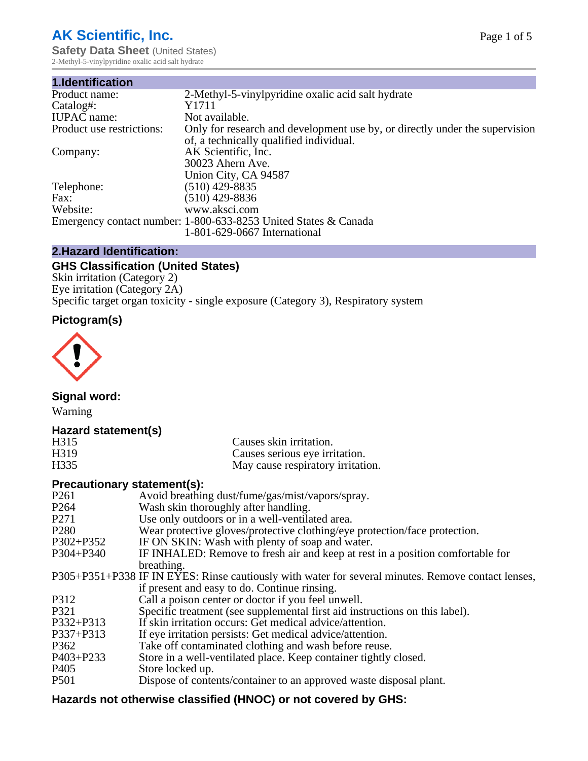# AK Scientific, Inc.

**Safety Data Sheet** (United States)

2-Methyl-5-vinylpyridine oxalic acid salt hydrate

## 1.Identification

| | |
|---|---|
| Product name: | 2-Methyl-5-vinylpyridine oxalic acid salt hydrate |
| Catalog#: | Y1711 |
| IUPAC name: | Not available. |
| Product use restrictions: | Only for research and development use by, or directly under the supervision of, a technically qualified individual. |
| Company: | AK Scientific, Inc.<br>30023 Ahern Ave.<br>Union City, CA 94587 |
| Telephone: | (510) 429-8835 |
| Fax: | (510) 429-8836 |
| Website: | www.aksci.com |
| Emergency contact number: | 1-800-633-8253 United States & Canada<br>1-801-629-0667 International |

## 2.Hazard Identification:

### GHS Classification (United States)

Skin irritation (Category 2)
Eye irritation (Category 2A)
Specific target organ toxicity - single exposure (Category 3), Respiratory system

### Pictogram(s)

### Signal word:

Warning

### Hazard statement(s)

| | |
|---|---|
| H315 | Causes skin irritation. |
| H319 | Causes serious eye irritation. |
| H335 | May cause respiratory irritation. |

### Precautionary statement(s):

| | |
|---|---|
| P261 | Avoid breathing dust/fume/gas/mist/vapors/spray. |
| P264 | Wash skin thoroughly after handling. |
| P271 | Use only outdoors or in a well-ventilated area. |
| P280 | Wear protective gloves/protective clothing/eye protection/face protection. |
| P302+P352 | IF ON SKIN: Wash with plenty of soap and water. |
| P304+P340 | IF INHALED: Remove to fresh air and keep at rest in a position comfortable for breathing. |
| P305+P351+P338 | IF IN EYES: Rinse cautiously with water for several minutes. Remove contact lenses, if present and easy to do. Continue rinsing. |
| P312 | Call a poison center or doctor if you feel unwell. |
| P321 | Specific treatment (see supplemental first aid instructions on this label). |
| P332+P313 | If skin irritation occurs: Get medical advice/attention. |
| P337+P313 | If eye irritation persists: Get medical advice/attention. |
| P362 | Take off contaminated clothing and wash before reuse. |
| P403+P233 | Store in a well-ventilated place. Keep container tightly closed. |
| P405 | Store locked up. |
| P501 | Dispose of contents/container to an approved waste disposal plant. |

### Hazards not otherwise classified (HNOC) or not covered by GHS: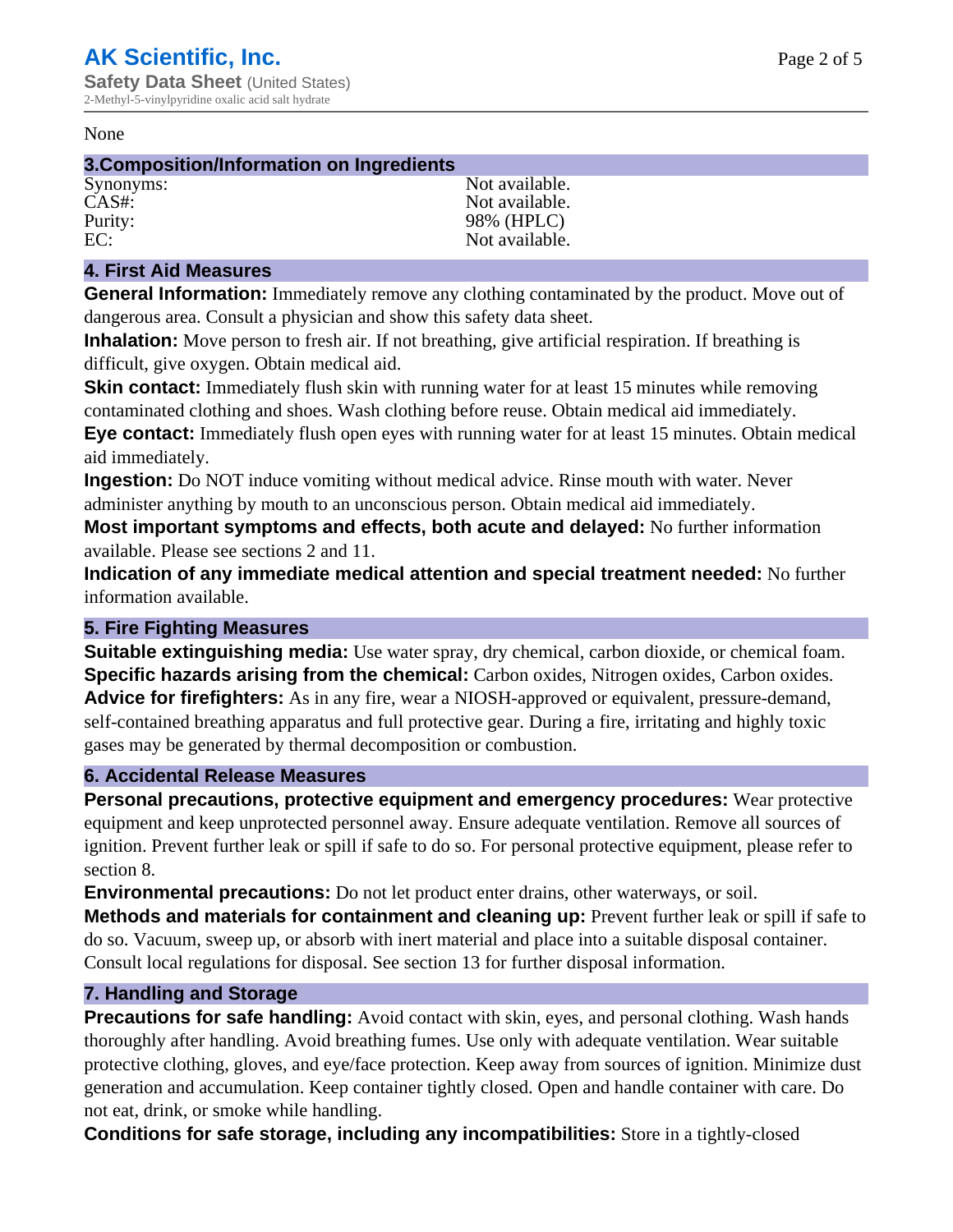None

## 3.Composition/Information on Ingredients

| | |
|---|---|
| Synonyms: | Not available. |
| CAS#: | Not available. |
| Purity: | 98% (HPLC) |
| EC: | Not available. |

## 4. First Aid Measures

**General Information:** Immediately remove any clothing contaminated by the product. Move out of dangerous area. Consult a physician and show this safety data sheet.

**Inhalation:** Move person to fresh air. If not breathing, give artificial respiration. If breathing is difficult, give oxygen. Obtain medical aid.

**Skin contact:** Immediately flush skin with running water for at least 15 minutes while removing contaminated clothing and shoes. Wash clothing before reuse. Obtain medical aid immediately.

**Eye contact:** Immediately flush open eyes with running water for at least 15 minutes. Obtain medical aid immediately.

**Ingestion:** Do NOT induce vomiting without medical advice. Rinse mouth with water. Never administer anything by mouth to an unconscious person. Obtain medical aid immediately.

**Most important symptoms and effects, both acute and delayed:** No further information available. Please see sections 2 and 11.

**Indication of any immediate medical attention and special treatment needed:** No further information available.

## 5. Fire Fighting Measures

**Suitable extinguishing media:** Use water spray, dry chemical, carbon dioxide, or chemical foam.

**Specific hazards arising from the chemical:** Carbon oxides, Nitrogen oxides, Carbon oxides.

**Advice for firefighters:** As in any fire, wear a NIOSH-approved or equivalent, pressure-demand, self-contained breathing apparatus and full protective gear. During a fire, irritating and highly toxic gases may be generated by thermal decomposition or combustion.

## 6. Accidental Release Measures

**Personal precautions, protective equipment and emergency procedures:** Wear protective equipment and keep unprotected personnel away. Ensure adequate ventilation. Remove all sources of ignition. Prevent further leak or spill if safe to do so. For personal protective equipment, please refer to section 8.

**Environmental precautions:** Do not let product enter drains, other waterways, or soil.

**Methods and materials for containment and cleaning up:** Prevent further leak or spill if safe to do so. Vacuum, sweep up, or absorb with inert material and place into a suitable disposal container. Consult local regulations for disposal. See section 13 for further disposal information.

## 7. Handling and Storage

**Precautions for safe handling:** Avoid contact with skin, eyes, and personal clothing. Wash hands thoroughly after handling. Avoid breathing fumes. Use only with adequate ventilation. Wear suitable protective clothing, gloves, and eye/face protection. Keep away from sources of ignition. Minimize dust generation and accumulation. Keep container tightly closed. Open and handle container with care. Do not eat, drink, or smoke while handling.

**Conditions for safe storage, including any incompatibilities:** Store in a tightly-closed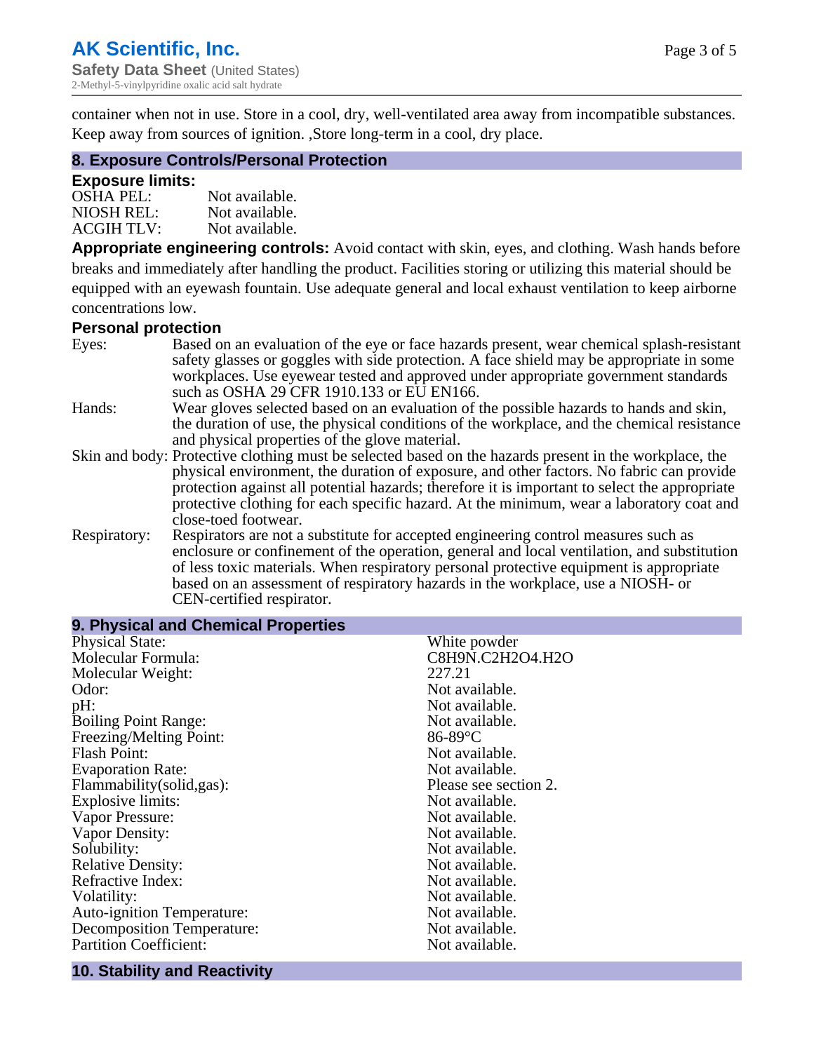container when not in use. Store in a cool, dry, well-ventilated area away from incompatible substances. Keep away from sources of ignition. ,Store long-term in a cool, dry place.

## 8. Exposure Controls/Personal Protection

### Exposure limits:

| | |
|---|---|
| OSHA PEL: | Not available. |
| NIOSH REL: | Not available. |
| ACGIH TLV: | Not available. |

**Appropriate engineering controls:** Avoid contact with skin, eyes, and clothing. Wash hands before breaks and immediately after handling the product. Facilities storing or utilizing this material should be equipped with an eyewash fountain. Use adequate general and local exhaust ventilation to keep airborne concentrations low.

### Personal protection

| | |
|---|---|
| Eyes: | Based on an evaluation of the eye or face hazards present, wear chemical splash-resistant safety glasses or goggles with side protection. A face shield may be appropriate in some workplaces. Use eyewear tested and approved under appropriate government standards such as OSHA 29 CFR 1910.133 or EU EN166. |
| Hands: | Wear gloves selected based on an evaluation of the possible hazards to hands and skin, the duration of use, the physical conditions of the workplace, and the chemical resistance and physical properties of the glove material. |
| Skin and body: | Protective clothing must be selected based on the hazards present in the workplace, the physical environment, the duration of exposure, and other factors. No fabric can provide protection against all potential hazards; therefore it is important to select the appropriate protective clothing for each specific hazard. At the minimum, wear a laboratory coat and close-toed footwear. |
| Respiratory: | Respirators are not a substitute for accepted engineering control measures such as enclosure or confinement of the operation, general and local ventilation, and substitution of less toxic materials. When respiratory personal protective equipment is appropriate based on an assessment of respiratory hazards in the workplace, use a NIOSH- or CEN-certified respirator. |

## 9. Physical and Chemical Properties

| | |
|---|---|
| Physical State: | White powder |
| Molecular Formula: | $C_8H_9N.C_2H_2O_4.H_2O$ |
| Molecular Weight: | 227.21 |
| Odor: | Not available. |
| pH: | Not available. |
| Boiling Point Range: | Not available. |
| Freezing/Melting Point: | 86-89°C |
| Flash Point: | Not available. |
| Evaporation Rate: | Not available. |
| Flammability(solid,gas): | Please see section 2. |
| Explosive limits: | Not available. |
| Vapor Pressure: | Not available. |
| Vapor Density: | Not available. |
| Solubility: | Not available. |
| Relative Density: | Not available. |
| Refractive Index: | Not available. |
| Volatility: | Not available. |
| Auto-ignition Temperature: | Not available. |
| Decomposition Temperature: | Not available. |
| Partition Coefficient: | Not available. |

## 10. Stability and Reactivity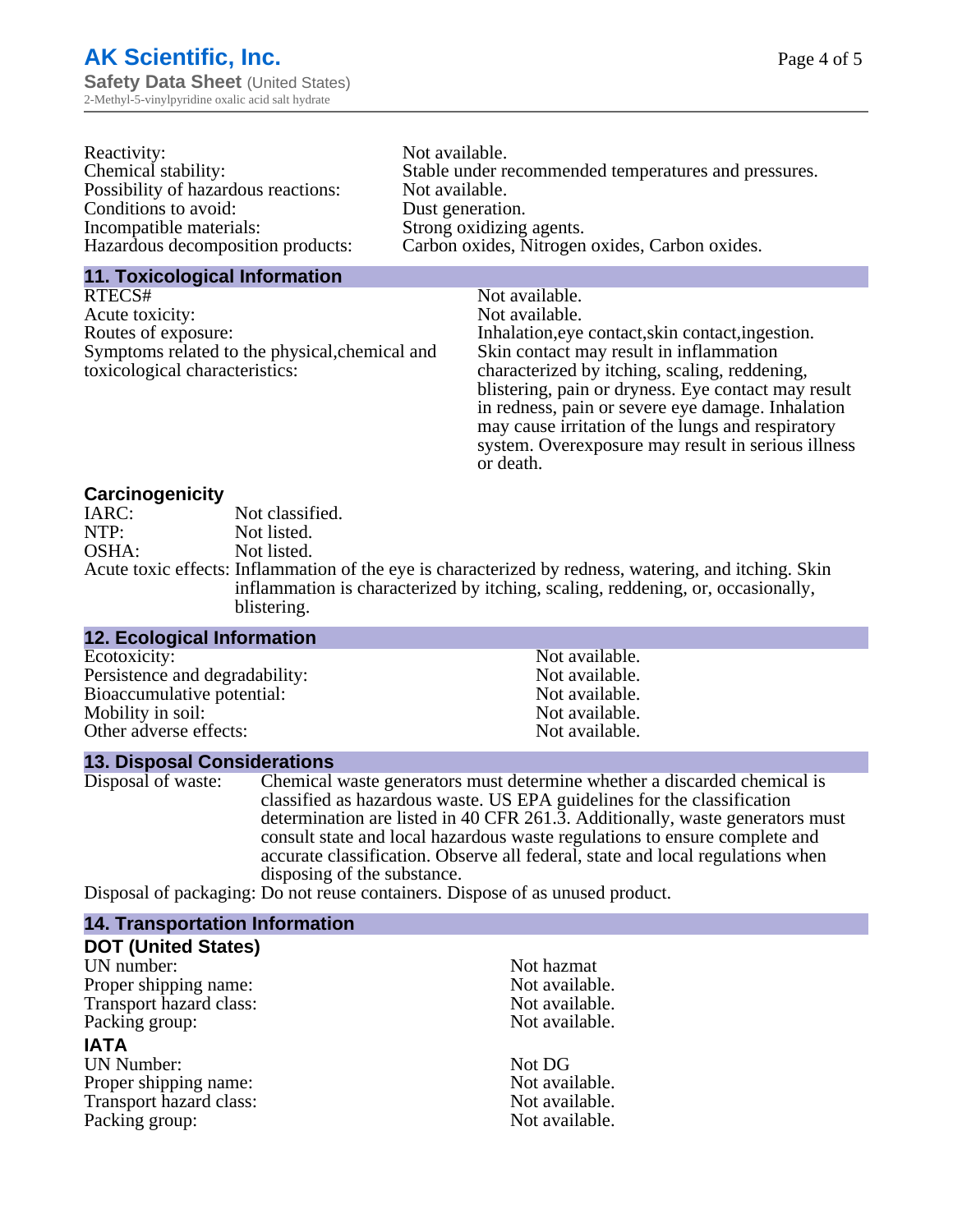| | |
|---|---|
| Reactivity: | Not available. |
| Chemical stability: | Stable under recommended temperatures and pressures. |
| Possibility of hazardous reactions: | Not available. |
| Conditions to avoid: | Dust generation. |
| Incompatible materials: | Strong oxidizing agents. |
| Hazardous decomposition products: | Carbon oxides, Nitrogen oxides, Carbon oxides. |

## 11. Toxicological Information

| | |
|---|---|
| RTECS# | Not available. |
| Acute toxicity: | Not available. |
| Routes of exposure: | Inhalation,eye contact,skin contact,ingestion. |
| Symptoms related to the physical,chemical and toxicological characteristics: | Skin contact may result in inflammation characterized by itching, scaling, reddening, blistering, pain or dryness. Eye contact may result in redness, pain or severe eye damage. Inhalation may cause irritation of the lungs and respiratory system. Overexposure may result in serious illness or death. |

### Carcinogenicity

| | |
|---|---|
| IARC: | Not classified. |
| NTP: | Not listed. |
| OSHA: | Not listed. |
| Acute toxic effects: | Inflammation of the eye is characterized by redness, watering, and itching. Skin inflammation is characterized by itching, scaling, reddening, or, occasionally, blistering. |

## 12. Ecological Information

| | |
|---|---|
| Ecotoxicity: | Not available. |
| Persistence and degradability: | Not available. |
| Bioaccumulative potential: | Not available. |
| Mobility in soil: | Not available. |
| Other adverse effects: | Not available. |

## 13. Disposal Considerations

| | |
|---|---|
| Disposal of waste: | Chemical waste generators must determine whether a discarded chemical is classified as hazardous waste. US EPA guidelines for the classification determination are listed in 40 CFR 261.3. Additionally, waste generators must consult state and local hazardous waste regulations to ensure complete and accurate classification. Observe all federal, state and local regulations when disposing of the substance. |
| Disposal of packaging: | Do not reuse containers. Dispose of as unused product. |

## 14. Transportation Information

### DOT (United States)

| | |
|---|---|
| UN number: | Not hazmat |
| Proper shipping name: | Not available. |
| Transport hazard class: | Not available. |
| Packing group: | Not available. |

### IATA

| | |
|---|---|
| UN Number: | Not DG |
| Proper shipping name: | Not available. |
| Transport hazard class: | Not available. |
| Packing group: | Not available. |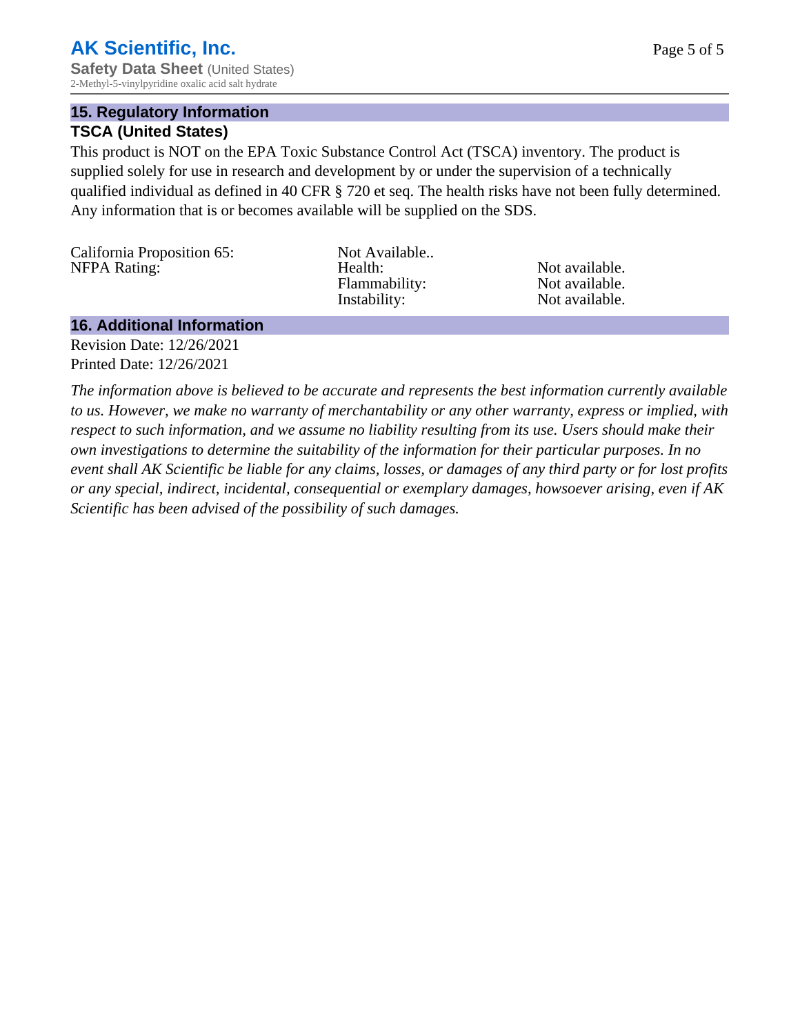## 15. Regulatory Information

### TSCA (United States)

This product is NOT on the EPA Toxic Substance Control Act (TSCA) inventory. The product is supplied solely for use in research and development by or under the supervision of a technically qualified individual as defined in 40 CFR § 720 et seq. The health risks have not been fully determined. Any information that is or becomes available will be supplied on the SDS.

| | | |
|---|---|---|
| California Proposition 65: | Not Available.. | |
| NFPA Rating: | Health: | Not available. |
| | Flammability: | Not available. |
| | Instability: | Not available. |

## 16. Additional Information

Revision Date: 12/26/2021
Printed Date: 12/26/2021

*The information above is believed to be accurate and represents the best information currently available to us. However, we make no warranty of merchantability or any other warranty, express or implied, with respect to such information, and we assume no liability resulting from its use. Users should make their own investigations to determine the suitability of the information for their particular purposes. In no event shall AK Scientific be liable for any claims, losses, or damages of any third party or for lost profits or any special, indirect, incidental, consequential or exemplary damages, howsoever arising, even if AK Scientific has been advised of the possibility of such damages.*